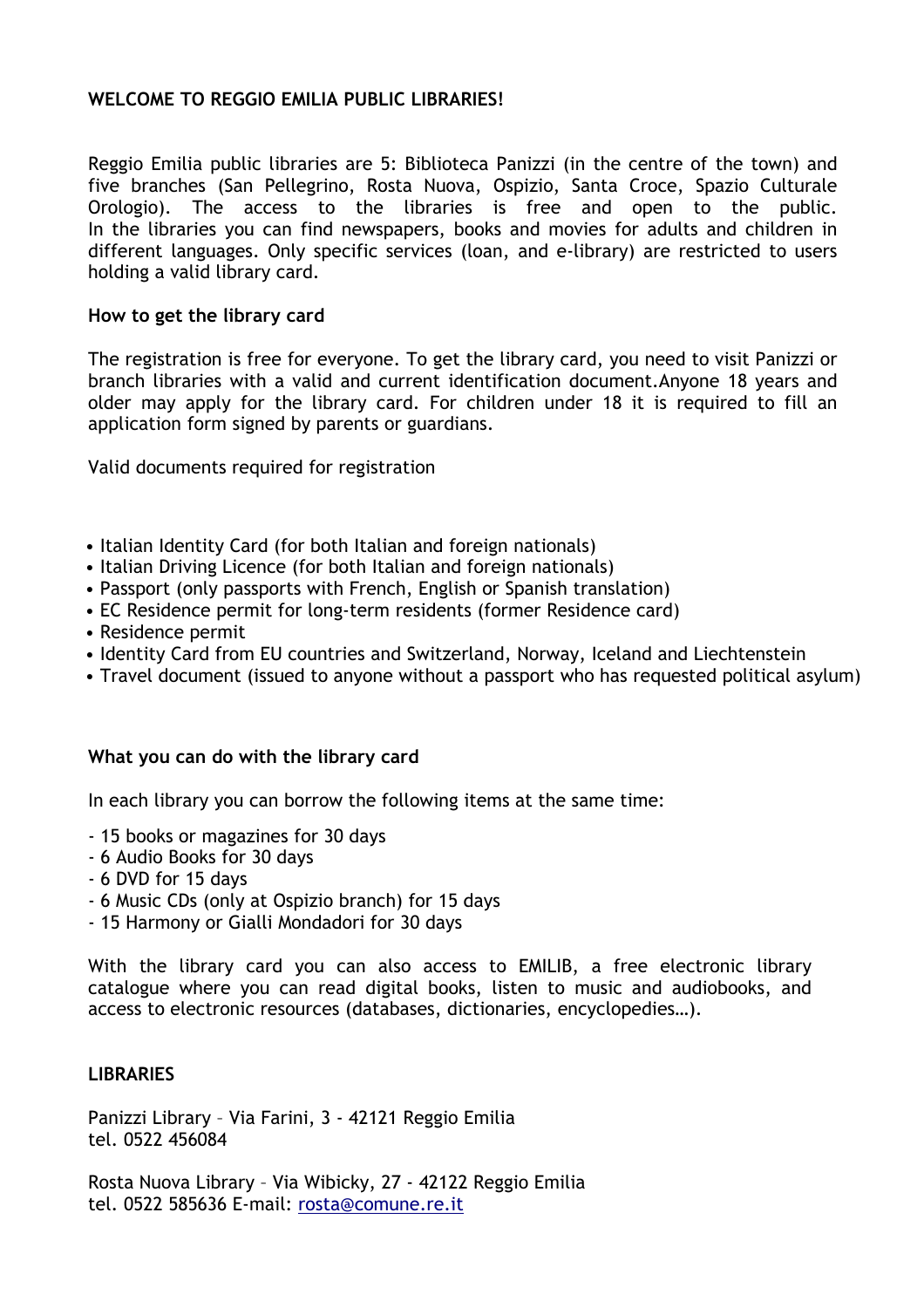**WELCOME TO REGGIO EMILIA PUBLIC LIBRARIES!**

Reggio Emilia public libraries are 5: Biblioteca Panizzi (in the centre of the town) and five branches (San Pellegrino, Rosta Nuova, Ospizio, Santa Croce, Spazio Culturale Orologio). The access to the libraries is free and open to the public. In the libraries you can find newspapers, books and movies for adults and children in different languages. Only specific services (loan, and e-library) are restricted to users holding a valid library card.

**How to get the library card**

The registration is free for everyone. To get the library card, you need to visit Panizzi or branch libraries with a valid and current identification document.Anyone 18 years and older may apply for the library card. For children under 18 it is required to fill an application form signed by parents or guardians.

Valid documents required for registration

- Italian Identity Card (for both Italian and foreign nationals)
- Italian Driving Licence (for both Italian and foreign nationals)
- Passport (only passports with French, English or Spanish translation)
- EC Residence permit for long-term residents (former Residence card)
- Residence permit
- Identity Card from EU countries and Switzerland, Norway, Iceland and Liechtenstein
- Travel document (issued to anyone without a passport who has requested political asylum)

**What you can do with the library card**

In each library you can borrow the following items at the same time:

- 15 books or magazines for 30 days
- 6 Audio Books for 30 days
- 6 DVD for 15 days
- 6 Music CDs (only at Ospizio branch) for 15 days
- 15 Harmony or Gialli Mondadori for 30 days

With the library card you can also access to EMILIB, a free electronic library catalogue where you can read digital books, listen to music and audiobooks, and access to electronic resources (databases, dictionaries, encyclopedies…).

**LIBRARIES**

Panizzi Library – Via Farini, 3 - 42121 Reggio Emilia
tel. 0522 456084

Rosta Nuova Library – Via Wibicky, 27 - 42122 Reggio Emilia
tel. 0522 585636 E-mail: rosta@comune.re.it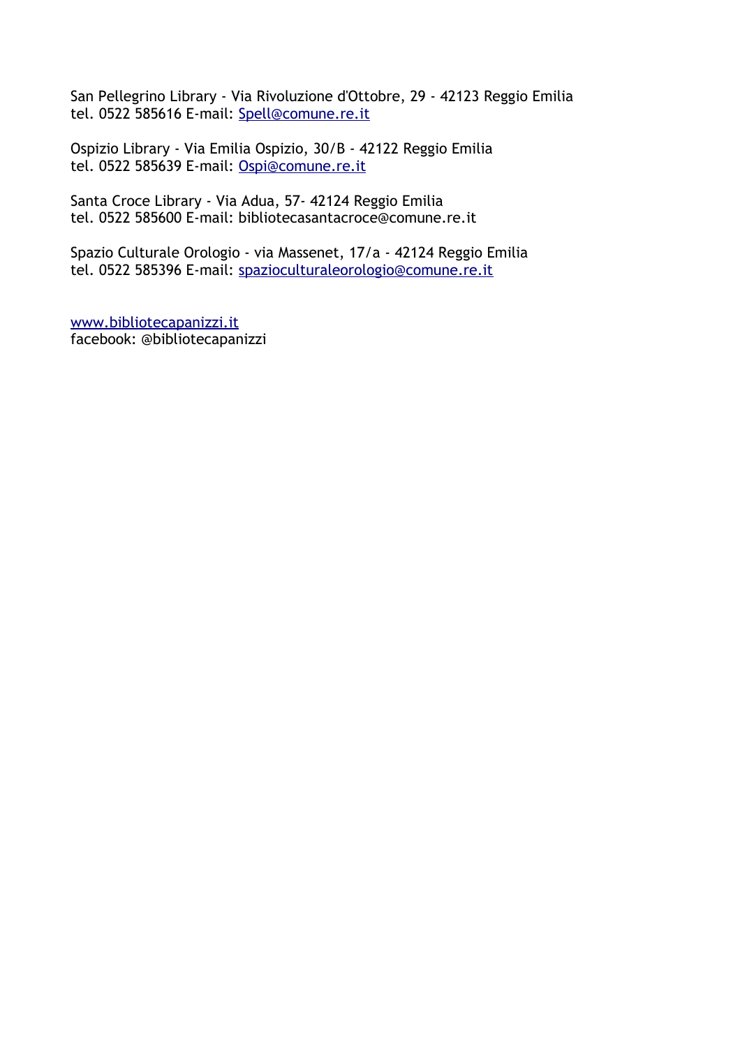San Pellegrino Library - Via Rivoluzione d'Ottobre, 29 - 42123 Reggio Emilia
tel. 0522 585616 E-mail: Spell@comune.re.it

Ospizio Library - Via Emilia Ospizio, 30/B - 42122 Reggio Emilia
tel. 0522 585639 E-mail: Ospi@comune.re.it

Santa Croce Library - Via Adua, 57- 42124 Reggio Emilia
tel. 0522 585600 E-mail: bibliotecasantacroce@comune.re.it

Spazio Culturale Orologio - via Massenet, 17/a - 42124 Reggio Emilia
tel. 0522 585396 E-mail: spazioculturaleorologio@comune.re.it

www.bibliotecapanizzi.it
facebook: @bibliotecapanizzi